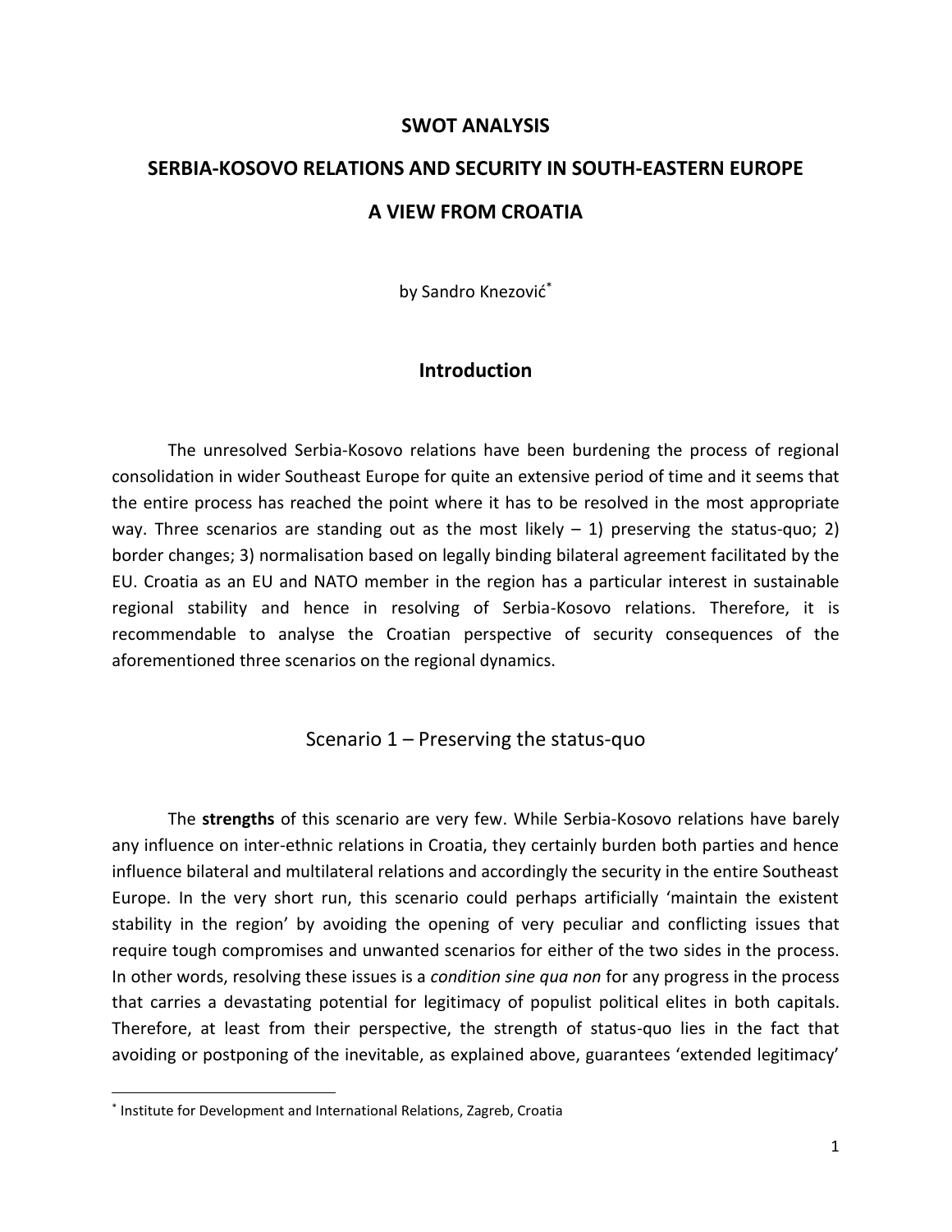# SWOT ANALYSIS

# SERBIA-KOSOVO RELATIONS AND SECURITY IN SOUTH-EASTERN EUROPE

# A VIEW FROM CROATIA

by Sandro Knezović[*]

## Introduction

The unresolved Serbia-Kosovo relations have been burdening the process of regional consolidation in wider Southeast Europe for quite an extensive period of time and it seems that the entire process has reached the point where it has to be resolved in the most appropriate way. Three scenarios are standing out as the most likely – 1) preserving the status-quo; 2) border changes; 3) normalisation based on legally binding bilateral agreement facilitated by the EU. Croatia as an EU and NATO member in the region has a particular interest in sustainable regional stability and hence in resolving of Serbia-Kosovo relations. Therefore, it is recommendable to analyse the Croatian perspective of security consequences of the aforementioned three scenarios on the regional dynamics.

## Scenario 1 – Preserving the status-quo

The **strengths** of this scenario are very few. While Serbia-Kosovo relations have barely any influence on inter-ethnic relations in Croatia, they certainly burden both parties and hence influence bilateral and multilateral relations and accordingly the security in the entire Southeast Europe. In the very short run, this scenario could perhaps artificially 'maintain the existent stability in the region' by avoiding the opening of very peculiar and conflicting issues that require tough compromises and unwanted scenarios for either of the two sides in the process. In other words, resolving these issues is a *condition sine qua non* for any progress in the process that carries a devastating potential for legitimacy of populist political elites in both capitals. Therefore, at least from their perspective, the strength of status-quo lies in the fact that avoiding or postponing of the inevitable, as explained above, guarantees 'extended legitimacy'

[*] Institute for Development and International Relations, Zagreb, Croatia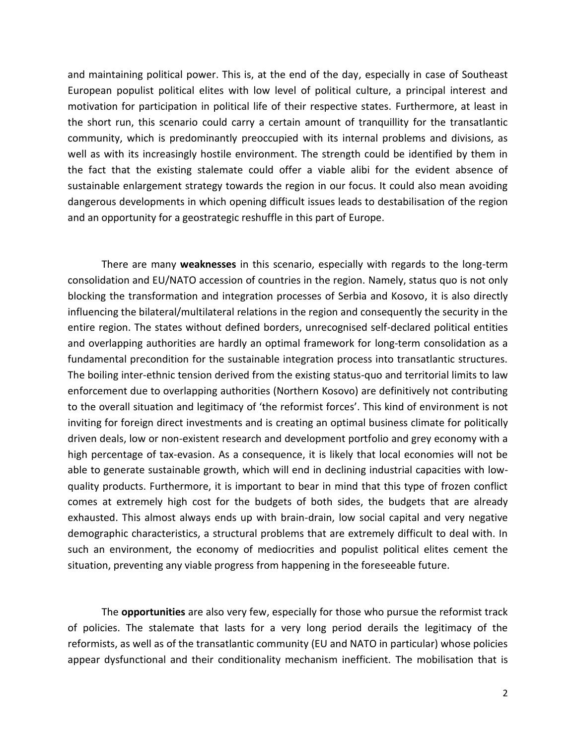and maintaining political power. This is, at the end of the day, especially in case of Southeast European populist political elites with low level of political culture, a principal interest and motivation for participation in political life of their respective states. Furthermore, at least in the short run, this scenario could carry a certain amount of tranquillity for the transatlantic community, which is predominantly preoccupied with its internal problems and divisions, as well as with its increasingly hostile environment. The strength could be identified by them in the fact that the existing stalemate could offer a viable alibi for the evident absence of sustainable enlargement strategy towards the region in our focus. It could also mean avoiding dangerous developments in which opening difficult issues leads to destabilisation of the region and an opportunity for a geostrategic reshuffle in this part of Europe.

There are many **weaknesses** in this scenario, especially with regards to the long-term consolidation and EU/NATO accession of countries in the region. Namely, status quo is not only blocking the transformation and integration processes of Serbia and Kosovo, it is also directly influencing the bilateral/multilateral relations in the region and consequently the security in the entire region. The states without defined borders, unrecognised self-declared political entities and overlapping authorities are hardly an optimal framework for long-term consolidation as a fundamental precondition for the sustainable integration process into transatlantic structures. The boiling inter-ethnic tension derived from the existing status-quo and territorial limits to law enforcement due to overlapping authorities (Northern Kosovo) are definitively not contributing to the overall situation and legitimacy of 'the reformist forces'. This kind of environment is not inviting for foreign direct investments and is creating an optimal business climate for politically driven deals, low or non-existent research and development portfolio and grey economy with a high percentage of tax-evasion. As a consequence, it is likely that local economies will not be able to generate sustainable growth, which will end in declining industrial capacities with low-quality products. Furthermore, it is important to bear in mind that this type of frozen conflict comes at extremely high cost for the budgets of both sides, the budgets that are already exhausted. This almost always ends up with brain-drain, low social capital and very negative demographic characteristics, a structural problems that are extremely difficult to deal with. In such an environment, the economy of mediocrities and populist political elites cement the situation, preventing any viable progress from happening in the foreseeable future.

The **opportunities** are also very few, especially for those who pursue the reformist track of policies. The stalemate that lasts for a very long period derails the legitimacy of the reformists, as well as of the transatlantic community (EU and NATO in particular) whose policies appear dysfunctional and their conditionality mechanism inefficient. The mobilisation that is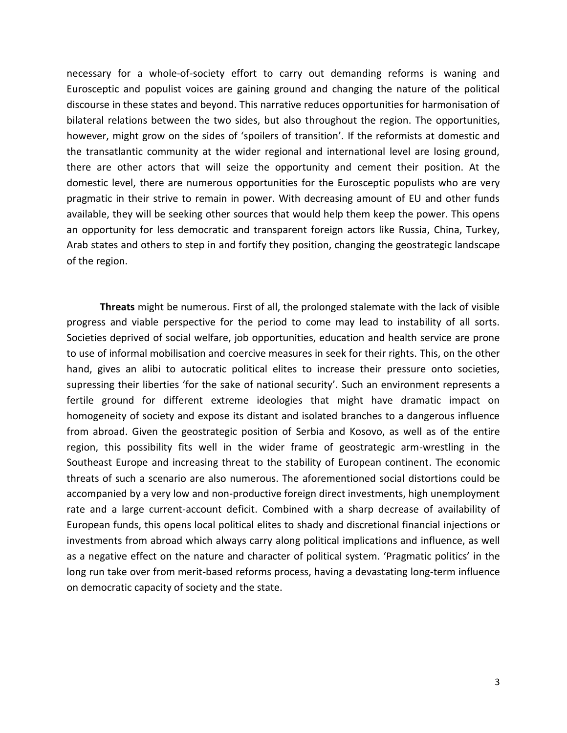necessary for a whole-of-society effort to carry out demanding reforms is waning and Eurosceptic and populist voices are gaining ground and changing the nature of the political discourse in these states and beyond. This narrative reduces opportunities for harmonisation of bilateral relations between the two sides, but also throughout the region. The opportunities, however, might grow on the sides of 'spoilers of transition'. If the reformists at domestic and the transatlantic community at the wider regional and international level are losing ground, there are other actors that will seize the opportunity and cement their position. At the domestic level, there are numerous opportunities for the Eurosceptic populists who are very pragmatic in their strive to remain in power. With decreasing amount of EU and other funds available, they will be seeking other sources that would help them keep the power. This opens an opportunity for less democratic and transparent foreign actors like Russia, China, Turkey, Arab states and others to step in and fortify they position, changing the geostrategic landscape of the region.

**Threats** might be numerous. First of all, the prolonged stalemate with the lack of visible progress and viable perspective for the period to come may lead to instability of all sorts. Societies deprived of social welfare, job opportunities, education and health service are prone to use of informal mobilisation and coercive measures in seek for their rights. This, on the other hand, gives an alibi to autocratic political elites to increase their pressure onto societies, supressing their liberties 'for the sake of national security'. Such an environment represents a fertile ground for different extreme ideologies that might have dramatic impact on homogeneity of society and expose its distant and isolated branches to a dangerous influence from abroad. Given the geostrategic position of Serbia and Kosovo, as well as of the entire region, this possibility fits well in the wider frame of geostrategic arm-wrestling in the Southeast Europe and increasing threat to the stability of European continent. The economic threats of such a scenario are also numerous. The aforementioned social distortions could be accompanied by a very low and non-productive foreign direct investments, high unemployment rate and a large current-account deficit. Combined with a sharp decrease of availability of European funds, this opens local political elites to shady and discretional financial injections or investments from abroad which always carry along political implications and influence, as well as a negative effect on the nature and character of political system. 'Pragmatic politics' in the long run take over from merit-based reforms process, having a devastating long-term influence on democratic capacity of society and the state.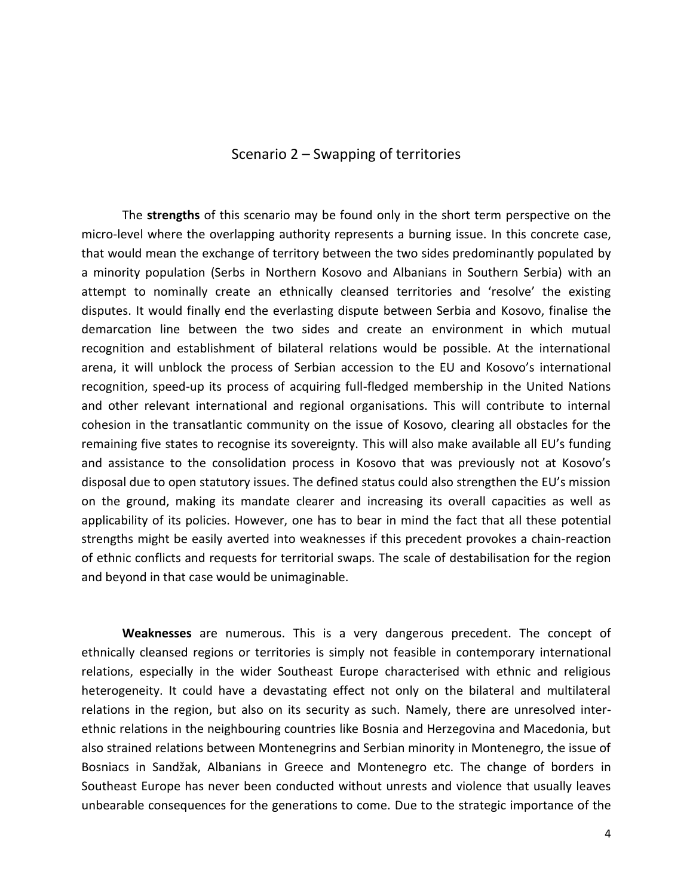## Scenario 2 – Swapping of territories

The **strengths** of this scenario may be found only in the short term perspective on the micro-level where the overlapping authority represents a burning issue. In this concrete case, that would mean the exchange of territory between the two sides predominantly populated by a minority population (Serbs in Northern Kosovo and Albanians in Southern Serbia) with an attempt to nominally create an ethnically cleansed territories and 'resolve' the existing disputes. It would finally end the everlasting dispute between Serbia and Kosovo, finalise the demarcation line between the two sides and create an environment in which mutual recognition and establishment of bilateral relations would be possible. At the international arena, it will unblock the process of Serbian accession to the EU and Kosovo's international recognition, speed-up its process of acquiring full-fledged membership in the United Nations and other relevant international and regional organisations. This will contribute to internal cohesion in the transatlantic community on the issue of Kosovo, clearing all obstacles for the remaining five states to recognise its sovereignty. This will also make available all EU's funding and assistance to the consolidation process in Kosovo that was previously not at Kosovo's disposal due to open statutory issues. The defined status could also strengthen the EU's mission on the ground, making its mandate clearer and increasing its overall capacities as well as applicability of its policies. However, one has to bear in mind the fact that all these potential strengths might be easily averted into weaknesses if this precedent provokes a chain-reaction of ethnic conflicts and requests for territorial swaps. The scale of destabilisation for the region and beyond in that case would be unimaginable.

**Weaknesses** are numerous. This is a very dangerous precedent. The concept of ethnically cleansed regions or territories is simply not feasible in contemporary international relations, especially in the wider Southeast Europe characterised with ethnic and religious heterogeneity. It could have a devastating effect not only on the bilateral and multilateral relations in the region, but also on its security as such. Namely, there are unresolved inter-ethnic relations in the neighbouring countries like Bosnia and Herzegovina and Macedonia, but also strained relations between Montenegrins and Serbian minority in Montenegro, the issue of Bosniacs in Sandžak, Albanians in Greece and Montenegro etc. The change of borders in Southeast Europe has never been conducted without unrests and violence that usually leaves unbearable consequences for the generations to come. Due to the strategic importance of the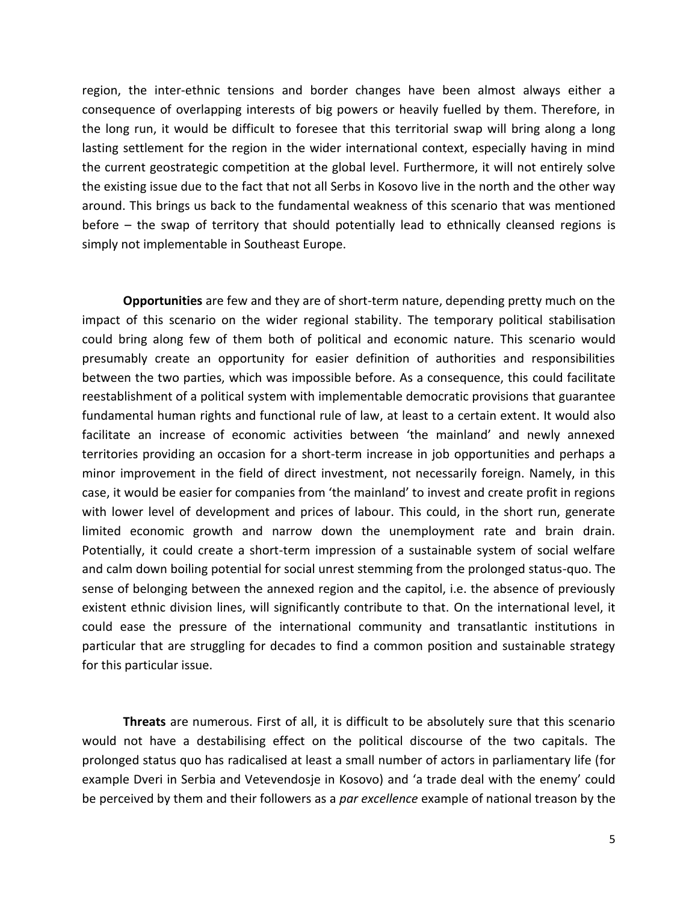region, the inter-ethnic tensions and border changes have been almost always either a consequence of overlapping interests of big powers or heavily fuelled by them. Therefore, in the long run, it would be difficult to foresee that this territorial swap will bring along a long lasting settlement for the region in the wider international context, especially having in mind the current geostrategic competition at the global level. Furthermore, it will not entirely solve the existing issue due to the fact that not all Serbs in Kosovo live in the north and the other way around. This brings us back to the fundamental weakness of this scenario that was mentioned before – the swap of territory that should potentially lead to ethnically cleansed regions is simply not implementable in Southeast Europe.

**Opportunities** are few and they are of short-term nature, depending pretty much on the impact of this scenario on the wider regional stability. The temporary political stabilisation could bring along few of them both of political and economic nature. This scenario would presumably create an opportunity for easier definition of authorities and responsibilities between the two parties, which was impossible before. As a consequence, this could facilitate reestablishment of a political system with implementable democratic provisions that guarantee fundamental human rights and functional rule of law, at least to a certain extent. It would also facilitate an increase of economic activities between 'the mainland' and newly annexed territories providing an occasion for a short-term increase in job opportunities and perhaps a minor improvement in the field of direct investment, not necessarily foreign. Namely, in this case, it would be easier for companies from 'the mainland' to invest and create profit in regions with lower level of development and prices of labour. This could, in the short run, generate limited economic growth and narrow down the unemployment rate and brain drain. Potentially, it could create a short-term impression of a sustainable system of social welfare and calm down boiling potential for social unrest stemming from the prolonged status-quo. The sense of belonging between the annexed region and the capitol, i.e. the absence of previously existent ethnic division lines, will significantly contribute to that. On the international level, it could ease the pressure of the international community and transatlantic institutions in particular that are struggling for decades to find a common position and sustainable strategy for this particular issue.

**Threats** are numerous. First of all, it is difficult to be absolutely sure that this scenario would not have a destabilising effect on the political discourse of the two capitals. The prolonged status quo has radicalised at least a small number of actors in parliamentary life (for example Dveri in Serbia and Vetevendosje in Kosovo) and 'a trade deal with the enemy' could be perceived by them and their followers as a *par excellence* example of national treason by the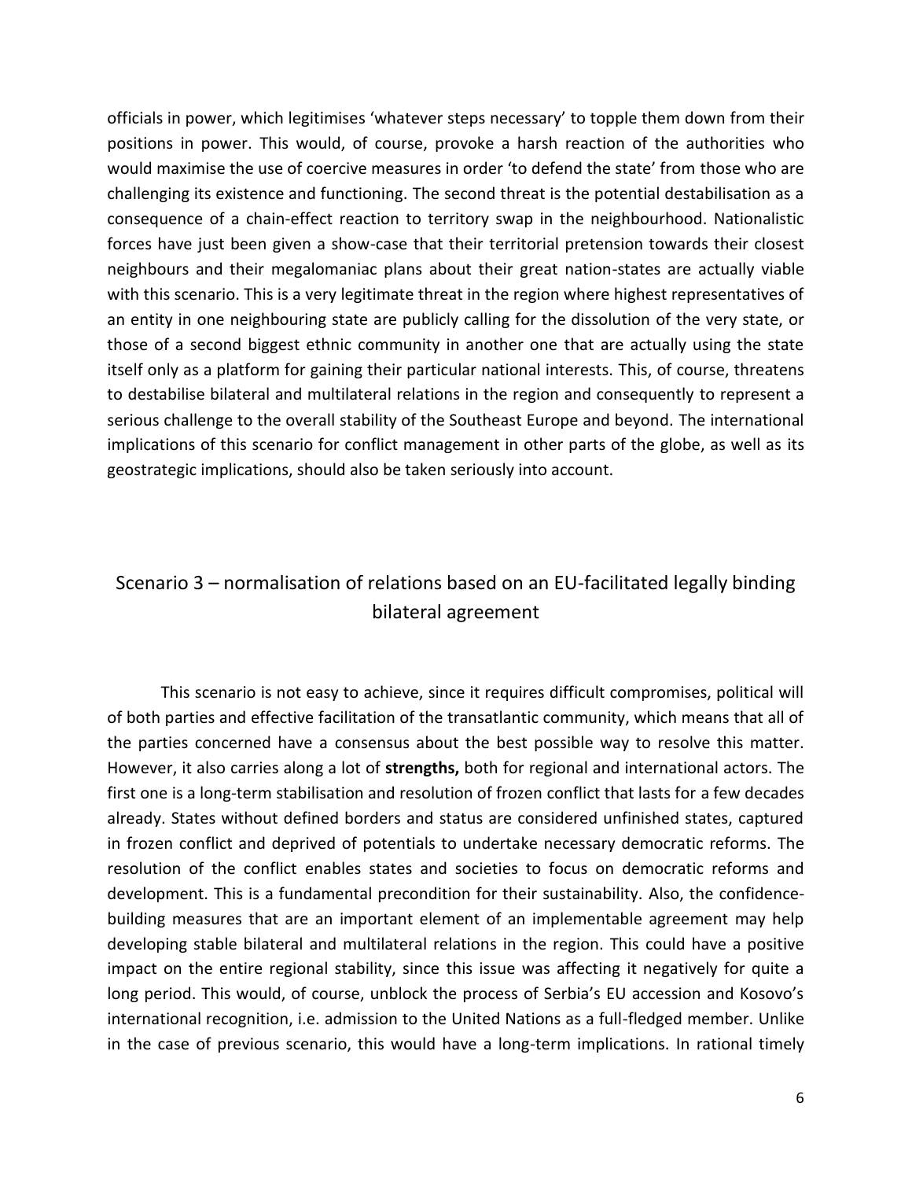officials in power, which legitimises 'whatever steps necessary' to topple them down from their positions in power. This would, of course, provoke a harsh reaction of the authorities who would maximise the use of coercive measures in order 'to defend the state' from those who are challenging its existence and functioning. The second threat is the potential destabilisation as a consequence of a chain-effect reaction to territory swap in the neighbourhood. Nationalistic forces have just been given a show-case that their territorial pretension towards their closest neighbours and their megalomaniac plans about their great nation-states are actually viable with this scenario. This is a very legitimate threat in the region where highest representatives of an entity in one neighbouring state are publicly calling for the dissolution of the very state, or those of a second biggest ethnic community in another one that are actually using the state itself only as a platform for gaining their particular national interests. This, of course, threatens to destabilise bilateral and multilateral relations in the region and consequently to represent a serious challenge to the overall stability of the Southeast Europe and beyond. The international implications of this scenario for conflict management in other parts of the globe, as well as its geostrategic implications, should also be taken seriously into account.

## Scenario 3 – normalisation of relations based on an EU-facilitated legally binding bilateral agreement

This scenario is not easy to achieve, since it requires difficult compromises, political will of both parties and effective facilitation of the transatlantic community, which means that all of the parties concerned have a consensus about the best possible way to resolve this matter. However, it also carries along a lot of **strengths,** both for regional and international actors. The first one is a long-term stabilisation and resolution of frozen conflict that lasts for a few decades already. States without defined borders and status are considered unfinished states, captured in frozen conflict and deprived of potentials to undertake necessary democratic reforms. The resolution of the conflict enables states and societies to focus on democratic reforms and development. This is a fundamental precondition for their sustainability. Also, the confidence-building measures that are an important element of an implementable agreement may help developing stable bilateral and multilateral relations in the region. This could have a positive impact on the entire regional stability, since this issue was affecting it negatively for quite a long period. This would, of course, unblock the process of Serbia's EU accession and Kosovo's international recognition, i.e. admission to the United Nations as a full-fledged member. Unlike in the case of previous scenario, this would have a long-term implications. In rational timely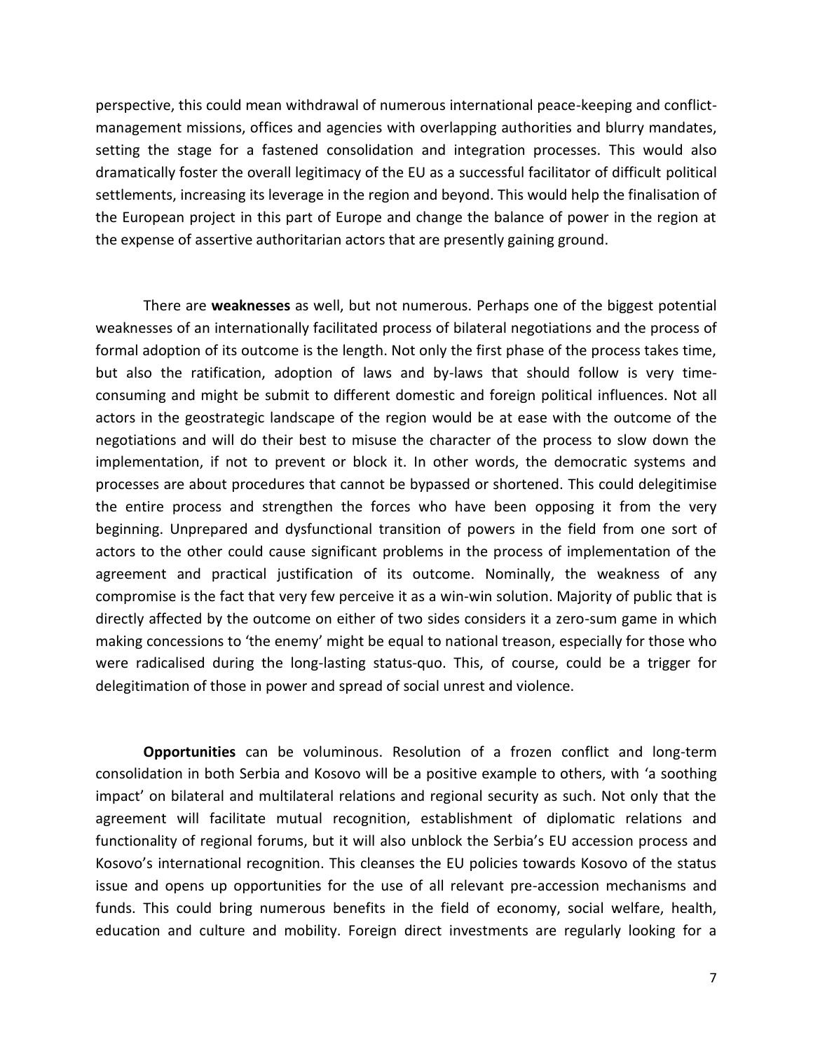perspective, this could mean withdrawal of numerous international peace-keeping and conflict-management missions, offices and agencies with overlapping authorities and blurry mandates, setting the stage for a fastened consolidation and integration processes. This would also dramatically foster the overall legitimacy of the EU as a successful facilitator of difficult political settlements, increasing its leverage in the region and beyond. This would help the finalisation of the European project in this part of Europe and change the balance of power in the region at the expense of assertive authoritarian actors that are presently gaining ground.

There are **weaknesses** as well, but not numerous. Perhaps one of the biggest potential weaknesses of an internationally facilitated process of bilateral negotiations and the process of formal adoption of its outcome is the length. Not only the first phase of the process takes time, but also the ratification, adoption of laws and by-laws that should follow is very time-consuming and might be submit to different domestic and foreign political influences. Not all actors in the geostrategic landscape of the region would be at ease with the outcome of the negotiations and will do their best to misuse the character of the process to slow down the implementation, if not to prevent or block it. In other words, the democratic systems and processes are about procedures that cannot be bypassed or shortened. This could delegitimise the entire process and strengthen the forces who have been opposing it from the very beginning. Unprepared and dysfunctional transition of powers in the field from one sort of actors to the other could cause significant problems in the process of implementation of the agreement and practical justification of its outcome. Nominally, the weakness of any compromise is the fact that very few perceive it as a win-win solution. Majority of public that is directly affected by the outcome on either of two sides considers it a zero-sum game in which making concessions to 'the enemy' might be equal to national treason, especially for those who were radicalised during the long-lasting status-quo. This, of course, could be a trigger for delegitimation of those in power and spread of social unrest and violence.

**Opportunities** can be voluminous. Resolution of a frozen conflict and long-term consolidation in both Serbia and Kosovo will be a positive example to others, with 'a soothing impact' on bilateral and multilateral relations and regional security as such. Not only that the agreement will facilitate mutual recognition, establishment of diplomatic relations and functionality of regional forums, but it will also unblock the Serbia's EU accession process and Kosovo's international recognition. This cleanses the EU policies towards Kosovo of the status issue and opens up opportunities for the use of all relevant pre-accession mechanisms and funds. This could bring numerous benefits in the field of economy, social welfare, health, education and culture and mobility. Foreign direct investments are regularly looking for a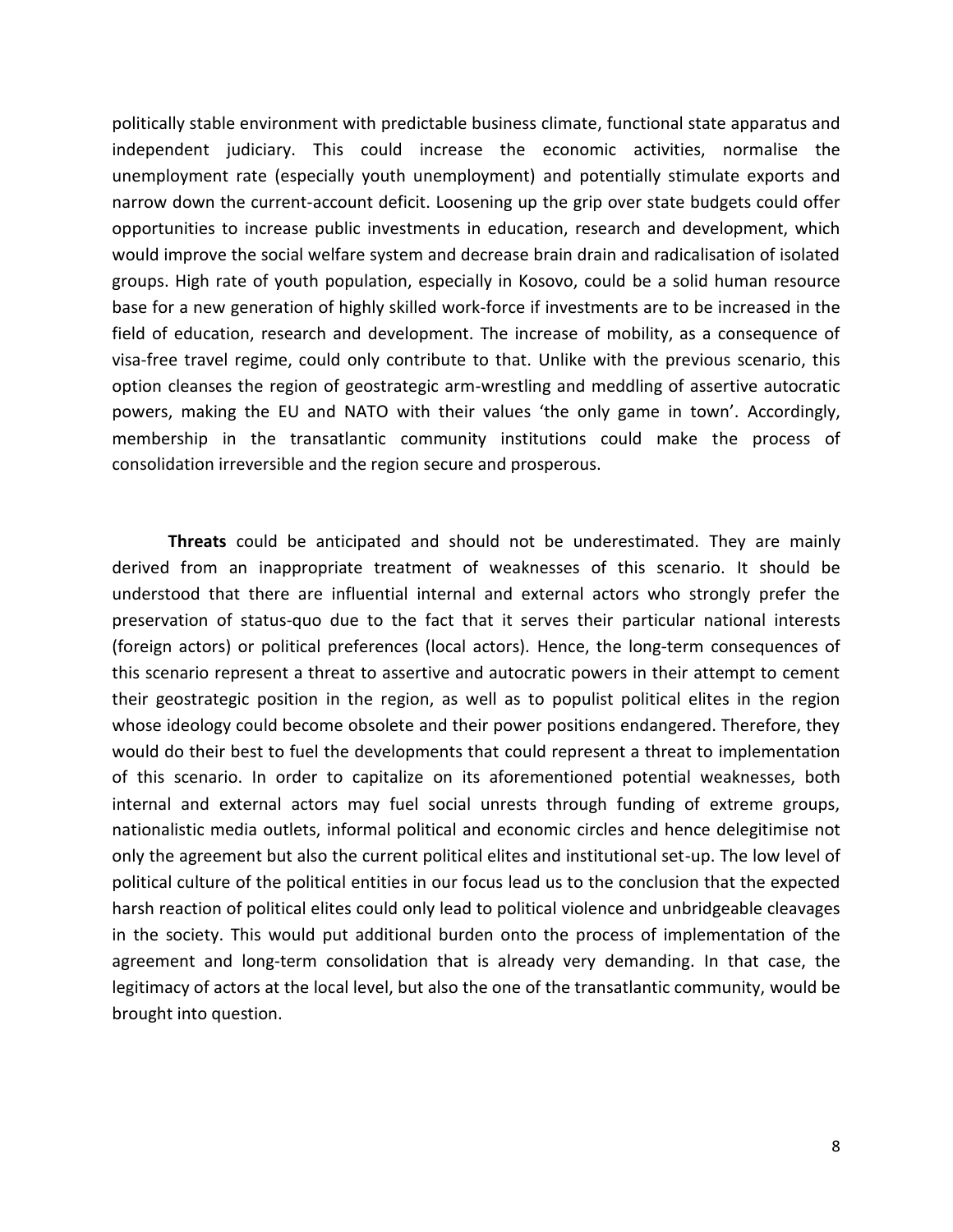politically stable environment with predictable business climate, functional state apparatus and independent judiciary. This could increase the economic activities, normalise the unemployment rate (especially youth unemployment) and potentially stimulate exports and narrow down the current-account deficit. Loosening up the grip over state budgets could offer opportunities to increase public investments in education, research and development, which would improve the social welfare system and decrease brain drain and radicalisation of isolated groups. High rate of youth population, especially in Kosovo, could be a solid human resource base for a new generation of highly skilled work-force if investments are to be increased in the field of education, research and development. The increase of mobility, as a consequence of visa-free travel regime, could only contribute to that. Unlike with the previous scenario, this option cleanses the region of geostrategic arm-wrestling and meddling of assertive autocratic powers, making the EU and NATO with their values 'the only game in town'. Accordingly, membership in the transatlantic community institutions could make the process of consolidation irreversible and the region secure and prosperous.

**Threats** could be anticipated and should not be underestimated. They are mainly derived from an inappropriate treatment of weaknesses of this scenario. It should be understood that there are influential internal and external actors who strongly prefer the preservation of status-quo due to the fact that it serves their particular national interests (foreign actors) or political preferences (local actors). Hence, the long-term consequences of this scenario represent a threat to assertive and autocratic powers in their attempt to cement their geostrategic position in the region, as well as to populist political elites in the region whose ideology could become obsolete and their power positions endangered. Therefore, they would do their best to fuel the developments that could represent a threat to implementation of this scenario. In order to capitalize on its aforementioned potential weaknesses, both internal and external actors may fuel social unrests through funding of extreme groups, nationalistic media outlets, informal political and economic circles and hence delegitimise not only the agreement but also the current political elites and institutional set-up. The low level of political culture of the political entities in our focus lead us to the conclusion that the expected harsh reaction of political elites could only lead to political violence and unbridgeable cleavages in the society. This would put additional burden onto the process of implementation of the agreement and long-term consolidation that is already very demanding. In that case, the legitimacy of actors at the local level, but also the one of the transatlantic community, would be brought into question.